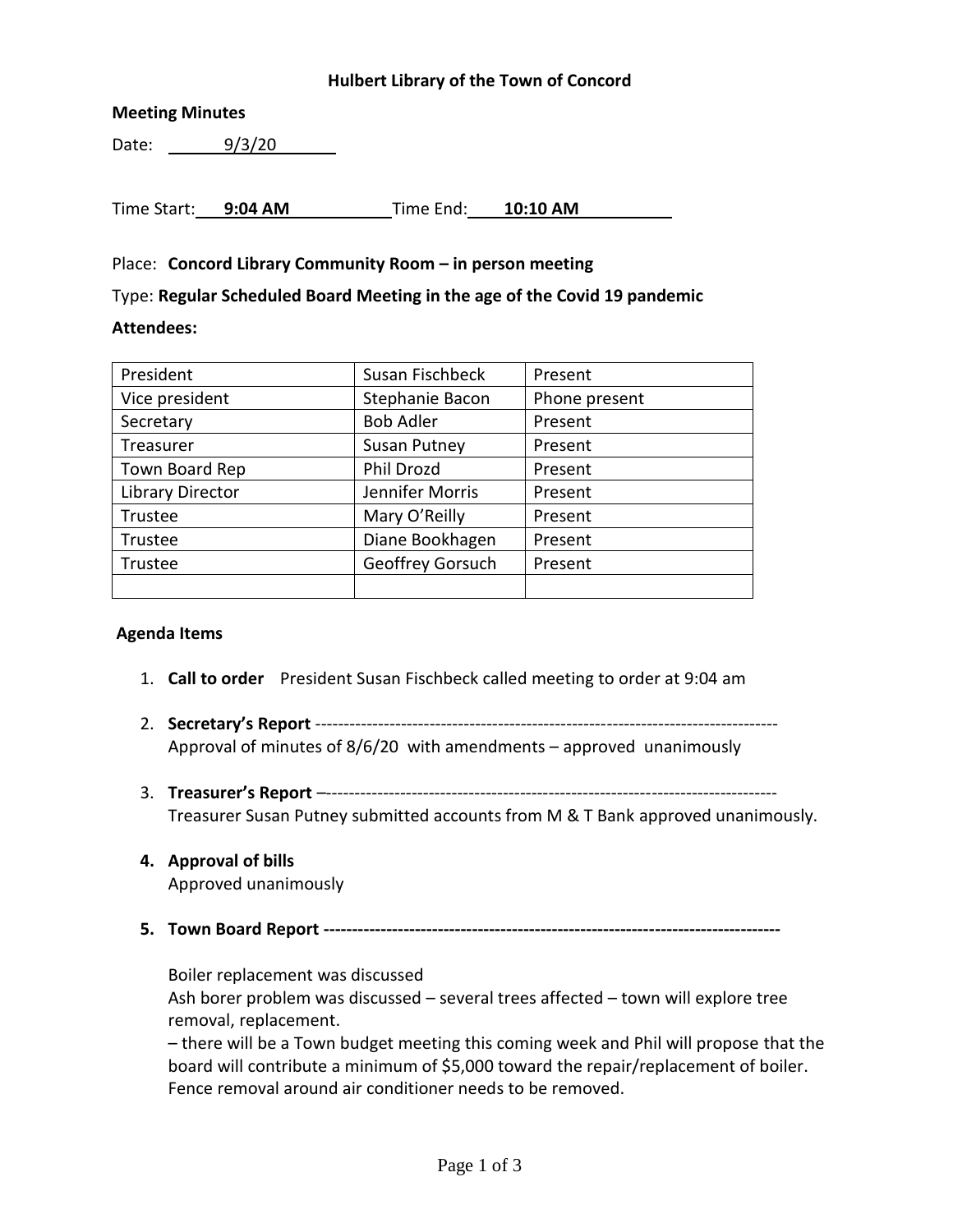# Hulbert Library of the Town of Concord

**Meeting Minutes**

Date: 9/3/20

Time Start: **9:04 AM** Time End: **10:10 AM**

Place: **Concord Library Community Room – in person meeting**

Type: **Regular Scheduled Board Meeting in the age of the Covid 19 pandemic**

**Attendees:**

| | | |
|---|---|---|
| President | Susan Fischbeck | Present |
| Vice president | Stephanie Bacon | Phone present |
| Secretary | Bob Adler | Present |
| Treasurer | Susan Putney | Present |
| Town Board Rep | Phil Drozd | Present |
| Library Director | Jennifer Morris | Present |
| Trustee | Mary O'Reilly | Present |
| Trustee | Diane Bookhagen | Present |
| Trustee | Geoffrey Gorsuch | Present |
| | | |

**Agenda Items**

1. **Call to order** President Susan Fischbeck called meeting to order at 9:04 am

2. **Secretary's Report** --------------------------------------------------------------------------------
   Approval of minutes of 8/6/20 with amendments – approved unanimously

3. **Treasurer's Report** –-----------------------------------------------------------------------------
   Treasurer Susan Putney submitted accounts from M & T Bank approved unanimously.

4. **Approval of bills**
   Approved unanimously

5. **Town Board Report --------------------------------------------------------------------------------**

   Boiler replacement was discussed
   Ash borer problem was discussed – several trees affected – town will explore tree removal, replacement.
   – there will be a Town budget meeting this coming week and Phil will propose that the board will contribute a minimum of $5,000 toward the repair/replacement of boiler.
   Fence removal around air conditioner needs to be removed.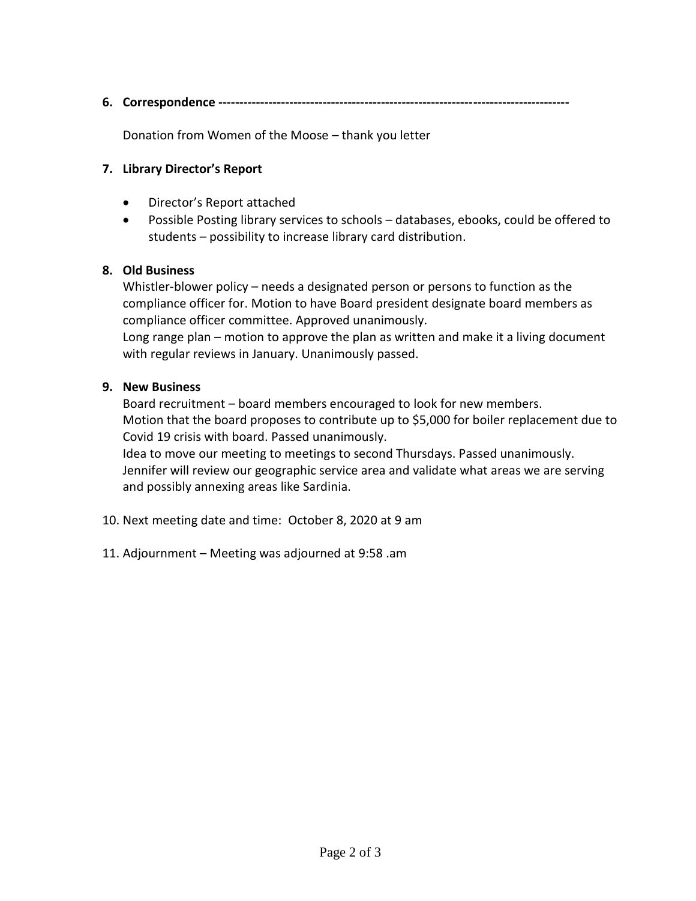6. **Correspondence** ---------------------------------------------------------------------------------

   Donation from Women of the Moose – thank you letter

7. **Library Director's Report**

   - Director's Report attached
   - Possible Posting library services to schools – databases, ebooks, could be offered to students – possibility to increase library card distribution.

8. **Old Business**

   Whistler-blower policy – needs a designated person or persons to function as the compliance officer for. Motion to have Board president designate board members as compliance officer committee. Approved unanimously.
   Long range plan – motion to approve the plan as written and make it a living document with regular reviews in January. Unanimously passed.

9. **New Business**

   Board recruitment – board members encouraged to look for new members.
   Motion that the board proposes to contribute up to $5,000 for boiler replacement due to Covid 19 crisis with board. Passed unanimously.
   Idea to move our meeting to meetings to second Thursdays. Passed unanimously.
   Jennifer will review our geographic service area and validate what areas we are serving and possibly annexing areas like Sardinia.

10. Next meeting date and time: October 8, 2020 at 9 am

11. Adjournment – Meeting was adjourned at 9:58 .am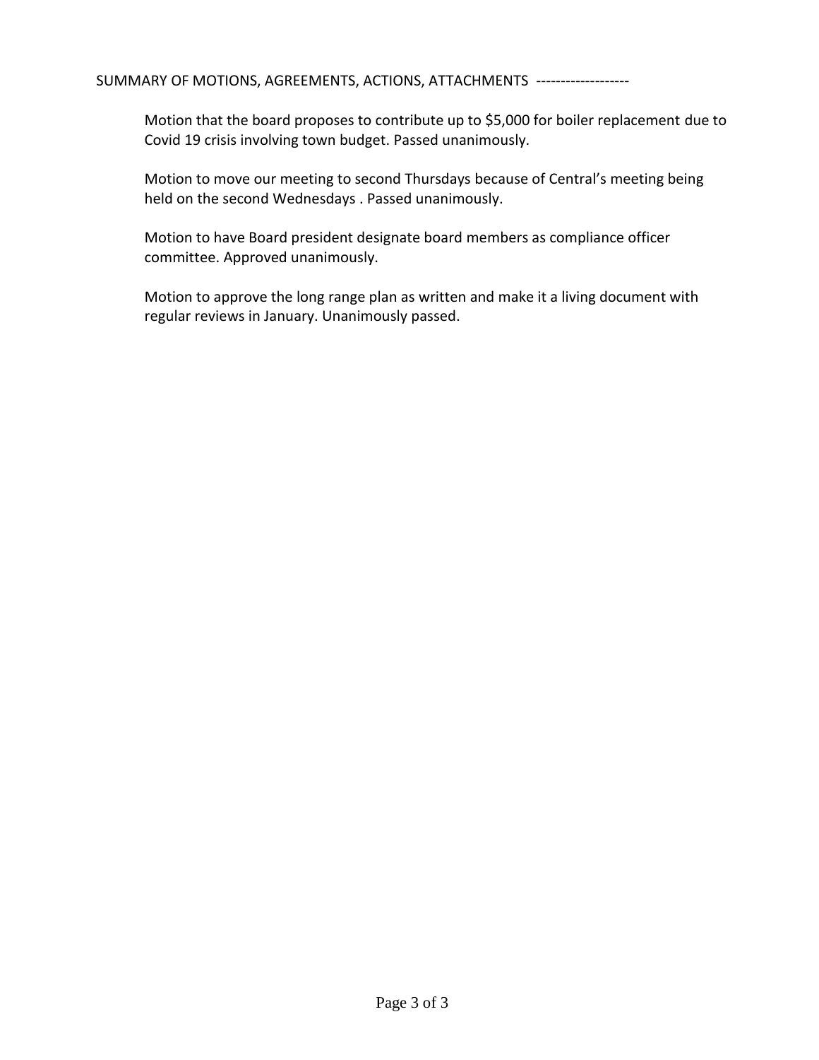SUMMARY OF MOTIONS, AGREEMENTS, ACTIONS, ATTACHMENTS -------------------

Motion that the board proposes to contribute up to $5,000 for boiler replacement due to Covid 19 crisis involving town budget. Passed unanimously.

Motion to move our meeting to second Thursdays because of Central's meeting being held on the second Wednesdays . Passed unanimously.

Motion to have Board president designate board members as compliance officer committee. Approved unanimously.

Motion to approve the long range plan as written and make it a living document with regular reviews in January. Unanimously passed.